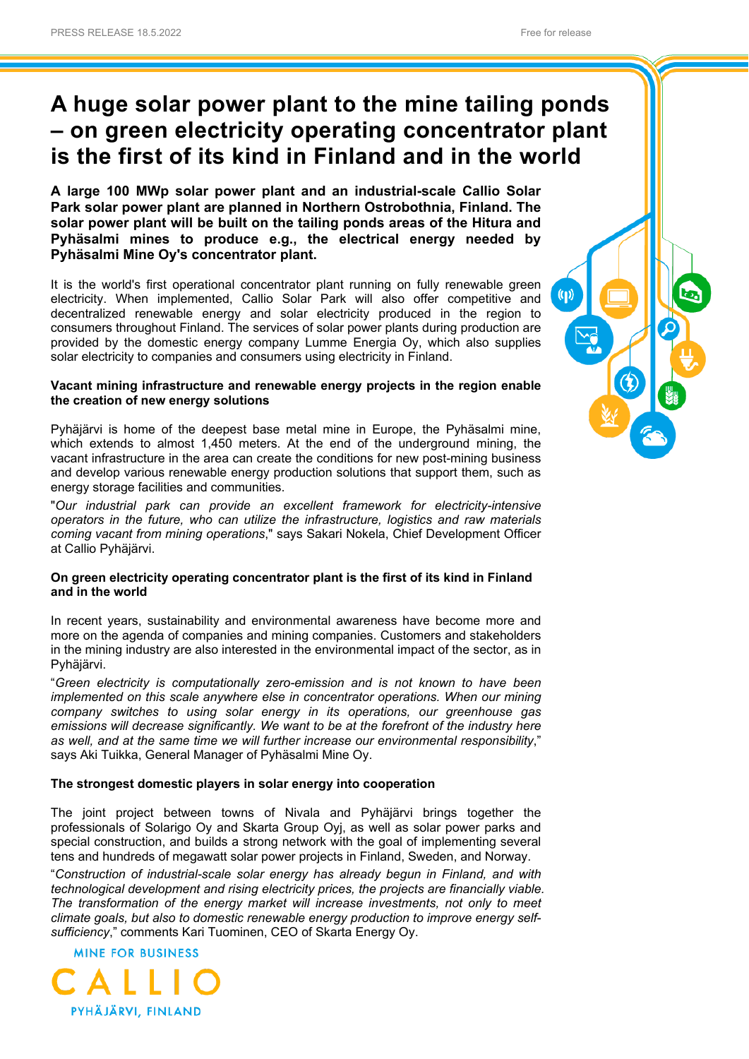# A huge solar power plant to the mine tailing ponds – on green electricity operating concentrator plant is the first of its kind in Finland and in the world

**A large 100 MWp solar power plant and an industrial-scale Callio Solar Park solar power plant are planned in Northern Ostrobothnia, Finland. The solar power plant will be built on the tailing ponds areas of the Hitura and Pyhäsalmi mines to produce e.g., the electrical energy needed by Pyhäsalmi Mine Oy's concentrator plant.**

It is the world's first operational concentrator plant running on fully renewable green electricity. When implemented, Callio Solar Park will also offer competitive and decentralized renewable energy and solar electricity produced in the region to consumers throughout Finland. The services of solar power plants during production are provided by the domestic energy company Lumme Energia Oy, which also supplies solar electricity to companies and consumers using electricity in Finland.

### Vacant mining infrastructure and renewable energy projects in the region enable the creation of new energy solutions

Pyhäjärvi is home of the deepest base metal mine in Europe, the Pyhäsalmi mine, which extends to almost 1,450 meters. At the end of the underground mining, the vacant infrastructure in the area can create the conditions for new post-mining business and develop various renewable energy production solutions that support them, such as energy storage facilities and communities.

"*Our industrial park can provide an excellent framework for electricity-intensive operators in the future, who can utilize the infrastructure, logistics and raw materials coming vacant from mining operations*," says Sakari Nokela, Chief Development Officer at Callio Pyhäjärvi.

### On green electricity operating concentrator plant is the first of its kind in Finland and in the world

In recent years, sustainability and environmental awareness have become more and more on the agenda of companies and mining companies. Customers and stakeholders in the mining industry are also interested in the environmental impact of the sector, as in Pyhäjärvi.

"*Green electricity is computationally zero-emission and is not known to have been implemented on this scale anywhere else in concentrator operations. When our mining company switches to using solar energy in its operations, our greenhouse gas emissions will decrease significantly. We want to be at the forefront of the industry here as well, and at the same time we will further increase our environmental responsibility*," says Aki Tuikka, General Manager of Pyhäsalmi Mine Oy.

### The strongest domestic players in solar energy into cooperation

The joint project between towns of Nivala and Pyhäjärvi brings together the professionals of Solarigo Oy and Skarta Group Oyj, as well as solar power parks and special construction, and builds a strong network with the goal of implementing several tens and hundreds of megawatt solar power projects in Finland, Sweden, and Norway.

"*Construction of industrial-scale solar energy has already begun in Finland, and with technological development and rising electricity prices, the projects are financially viable. The transformation of the energy market will increase investments, not only to meet climate goals, but also to domestic renewable energy production to improve energy self-sufficiency*," comments Kari Tuominen, CEO of Skarta Energy Oy.

MINE FOR BUSINESS
CALLIO
PYHÄJÄRVI, FINLAND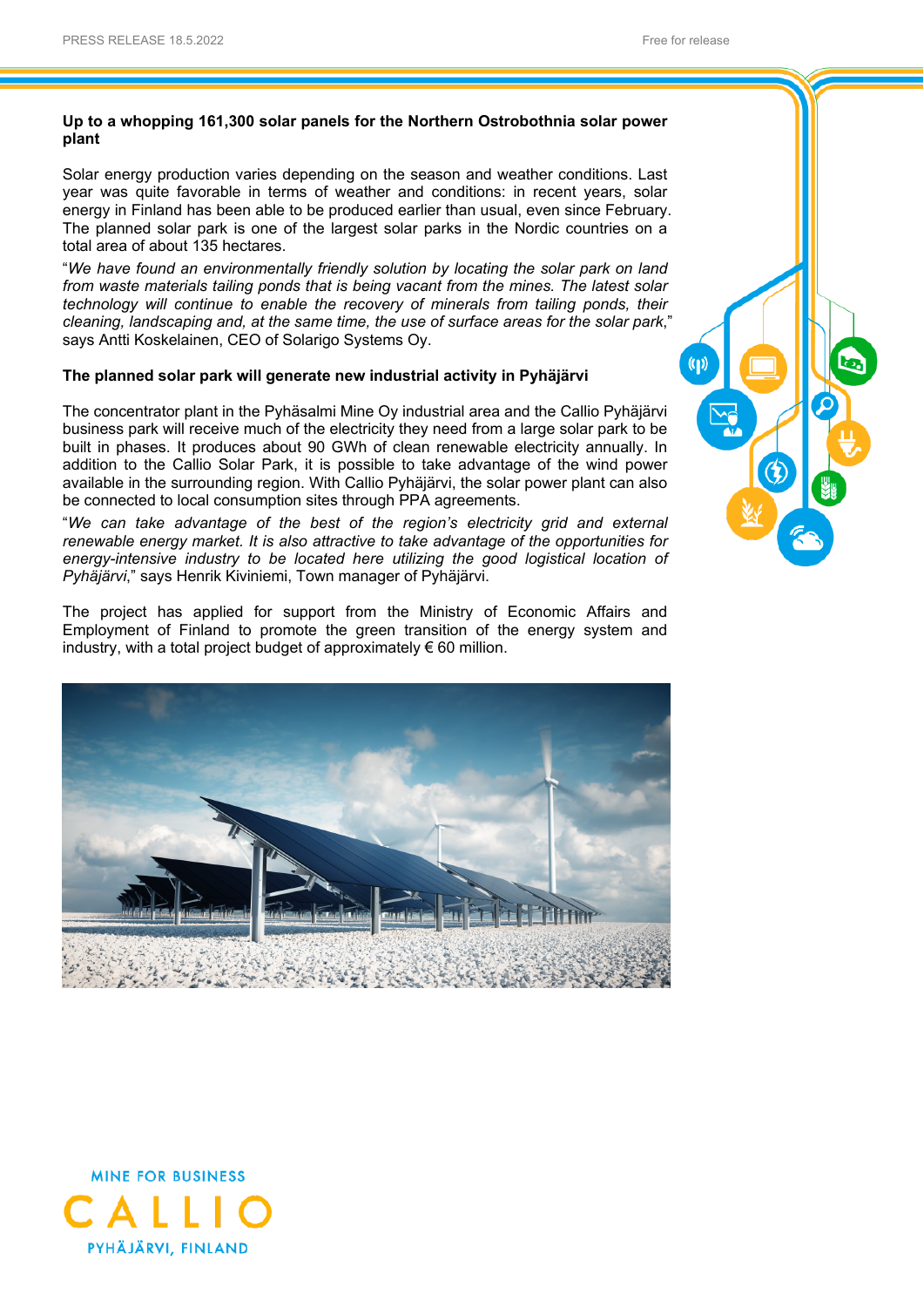**Up to a whopping 161,300 solar panels for the Northern Ostrobothnia solar power plant**

Solar energy production varies depending on the season and weather conditions. Last year was quite favorable in terms of weather and conditions: in recent years, solar energy in Finland has been able to be produced earlier than usual, even since February. The planned solar park is one of the largest solar parks in the Nordic countries on a total area of about 135 hectares.

"*We have found an environmentally friendly solution by locating the solar park on land from waste materials tailing ponds that is being vacant from the mines. The latest solar technology will continue to enable the recovery of minerals from tailing ponds, their cleaning, landscaping and, at the same time, the use of surface areas for the solar park*," says Antti Koskelainen, CEO of Solarigo Systems Oy.

**The planned solar park will generate new industrial activity in Pyhäjärvi**

The concentrator plant in the Pyhäsalmi Mine Oy industrial area and the Callio Pyhäjärvi business park will receive much of the electricity they need from a large solar park to be built in phases. It produces about 90 GWh of clean renewable electricity annually. In addition to the Callio Solar Park, it is possible to take advantage of the wind power available in the surrounding region. With Callio Pyhäjärvi, the solar power plant can also be connected to local consumption sites through PPA agreements.

"*We can take advantage of the best of the region's electricity grid and external renewable energy market. It is also attractive to take advantage of the opportunities for energy-intensive industry to be located here utilizing the good logistical location of Pyhäjärvi*," says Henrik Kiviniemi, Town manager of Pyhäjärvi.

The project has applied for support from the Ministry of Economic Affairs and Employment of Finland to promote the green transition of the energy system and industry, with a total project budget of approximately € 60 million.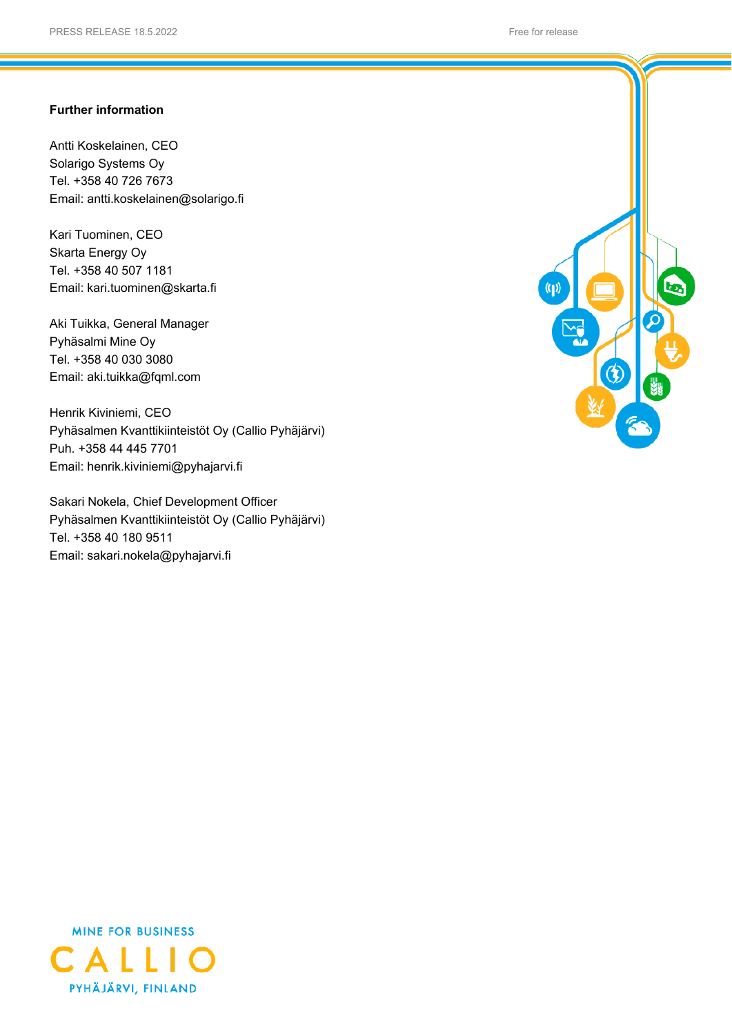**Further information**

Antti Koskelainen, CEO
Solarigo Systems Oy
Tel. +358 40 726 7673
Email: antti.koskelainen@solarigo.fi

Kari Tuominen, CEO
Skarta Energy Oy
Tel. +358 40 507 1181
Email: kari.tuominen@skarta.fi

Aki Tuikka, General Manager
Pyhäsalmi Mine Oy
Tel. +358 40 030 3080
Email: aki.tuikka@fqml.com

Henrik Kiviniemi, CEO
Pyhäsalmen Kvanttikiinteistöt Oy (Callio Pyhäjärvi)
Puh. +358 44 445 7701
Email: henrik.kiviniemi@pyhajarvi.fi

Sakari Nokela, Chief Development Officer
Pyhäsalmen Kvanttikiinteistöt Oy (Callio Pyhäjärvi)
Tel. +358 40 180 9511
Email: sakari.nokela@pyhajarvi.fi

MINE FOR BUSINESS
CALLIO
PYHÄJÄRVI, FINLAND